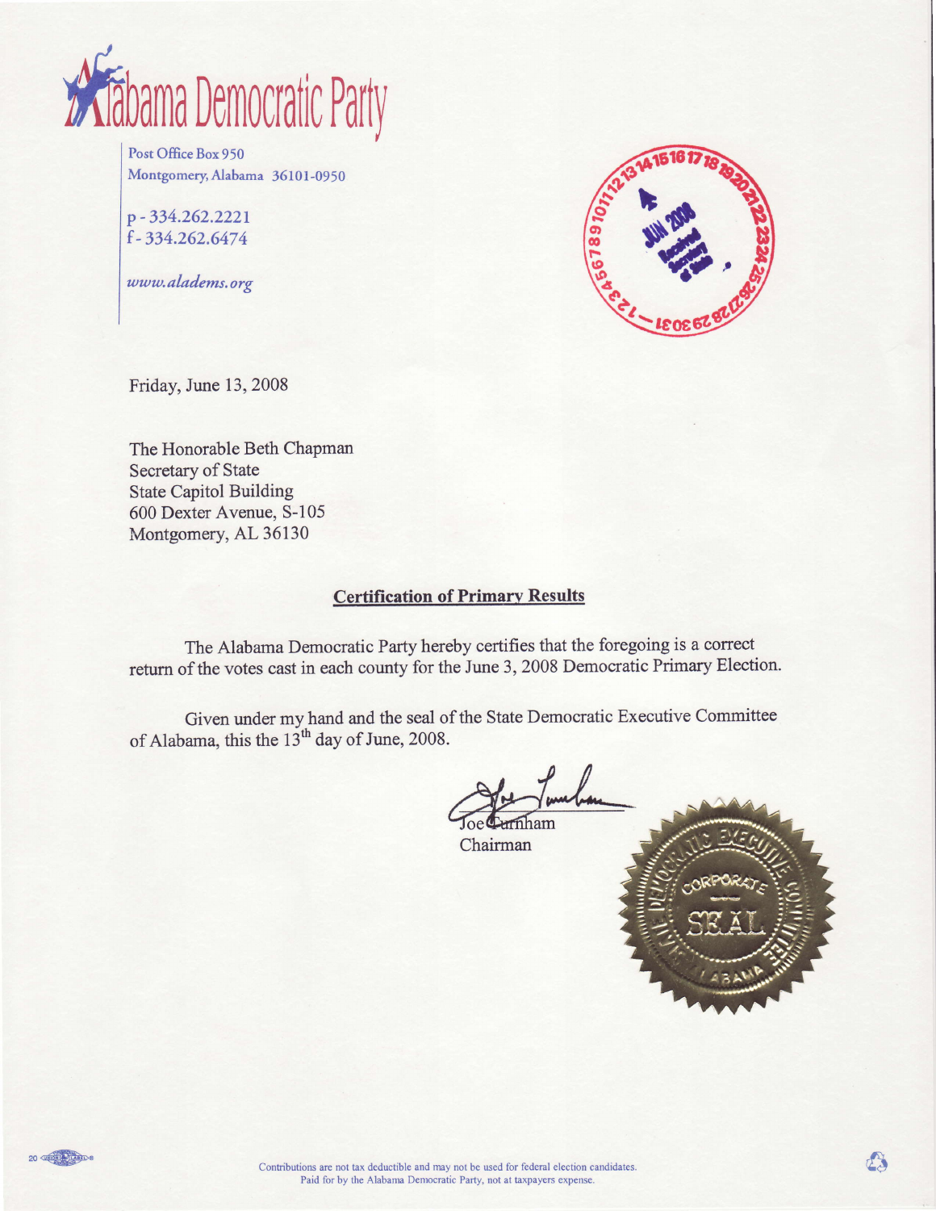# Alabama Democratic Party

Post Office Box 950
Montgomery, Alabama 36101-0950

p - 334.262.2221
f - 334.262.6474

*www.aladems.org*

4 JUN 2008
Received
Secretary of State

Friday, June 13, 2008

The Honorable Beth Chapman
Secretary of State
State Capitol Building
600 Dexter Avenue, S-105
Montgomery, AL 36130

## Certification of Primary Results

The Alabama Democratic Party hereby certifies that the foregoing is a correct return of the votes cast in each county for the June 3, 2008 Democratic Primary Election.

Given under my hand and the seal of the State Democratic Executive Committee of Alabama, this the 13[th] day of June, 2008.

Joe Turnham
Chairman

State Democratic Executive Committee
Corporate Seal
Alabama

Contributions are not tax deductible and may not be used for federal election candidates.
Paid for by the Alabama Democratic Party, not at taxpayers expense.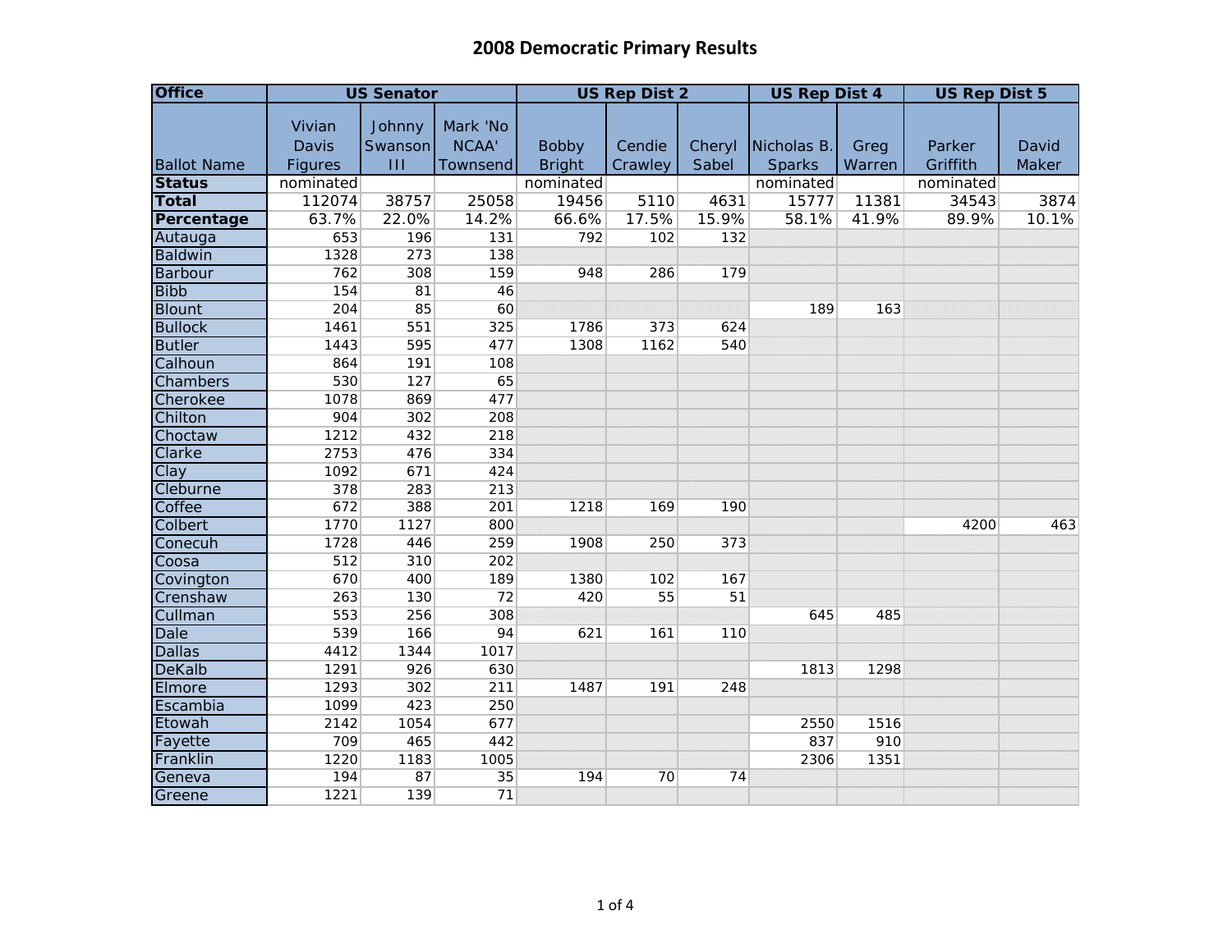# 2008 Democratic Primary Results

| Office | US Senator | | | US Rep Dist 2 | | | US Rep Dist 4 | | US Rep Dist 5 | |
|---|---|---|---|---|---|---|---|---|---|---|
| Ballot Name | Vivian Davis Figures | Johnny Swanson III | Mark 'No NCAA' Townsend | Bobby Bright | Cendie Crawley | Cheryl Sabel | Nicholas B. Sparks | Greg Warren | Parker Griffith | David Maker |
| **Status** | nominated | | | nominated | | | nominated | | nominated | |
| **Total** | 112074 | 38757 | 25058 | 19456 | 5110 | 4631 | 15777 | 11381 | 34543 | 3874 |
| **Percentage** | 63.7% | 22.0% | 14.2% | 66.6% | 17.5% | 15.9% | 58.1% | 41.9% | 89.9% | 10.1% |
| Autauga | 653 | 196 | 131 | 792 | 102 | 132 | | | | |
| Baldwin | 1328 | 273 | 138 | | | | | | | |
| Barbour | 762 | 308 | 159 | 948 | 286 | 179 | | | | |
| Bibb | 154 | 81 | 46 | | | | | | | |
| Blount | 204 | 85 | 60 | | | | 189 | 163 | | |
| Bullock | 1461 | 551 | 325 | 1786 | 373 | 624 | | | | |
| Butler | 1443 | 595 | 477 | 1308 | 1162 | 540 | | | | |
| Calhoun | 864 | 191 | 108 | | | | | | | |
| Chambers | 530 | 127 | 65 | | | | | | | |
| Cherokee | 1078 | 869 | 477 | | | | | | | |
| Chilton | 904 | 302 | 208 | | | | | | | |
| Choctaw | 1212 | 432 | 218 | | | | | | | |
| Clarke | 2753 | 476 | 334 | | | | | | | |
| Clay | 1092 | 671 | 424 | | | | | | | |
| Cleburne | 378 | 283 | 213 | | | | | | | |
| Coffee | 672 | 388 | 201 | 1218 | 169 | 190 | | | | |
| Colbert | 1770 | 1127 | 800 | | | | | | 4200 | 463 |
| Conecuh | 1728 | 446 | 259 | 1908 | 250 | 373 | | | | |
| Coosa | 512 | 310 | 202 | | | | | | | |
| Covington | 670 | 400 | 189 | 1380 | 102 | 167 | | | | |
| Crenshaw | 263 | 130 | 72 | 420 | 55 | 51 | | | | |
| Cullman | 553 | 256 | 308 | | | | 645 | 485 | | |
| Dale | 539 | 166 | 94 | 621 | 161 | 110 | | | | |
| Dallas | 4412 | 1344 | 1017 | | | | | | | |
| DeKalb | 1291 | 926 | 630 | | | | 1813 | 1298 | | |
| Elmore | 1293 | 302 | 211 | 1487 | 191 | 248 | | | | |
| Escambia | 1099 | 423 | 250 | | | | | | | |
| Etowah | 2142 | 1054 | 677 | | | | 2550 | 1516 | | |
| Fayette | 709 | 465 | 442 | | | | 837 | 910 | | |
| Franklin | 1220 | 1183 | 1005 | | | | 2306 | 1351 | | |
| Geneva | 194 | 87 | 35 | 194 | 70 | 74 | | | | |
| Greene | 1221 | 139 | 71 | | | | | | | |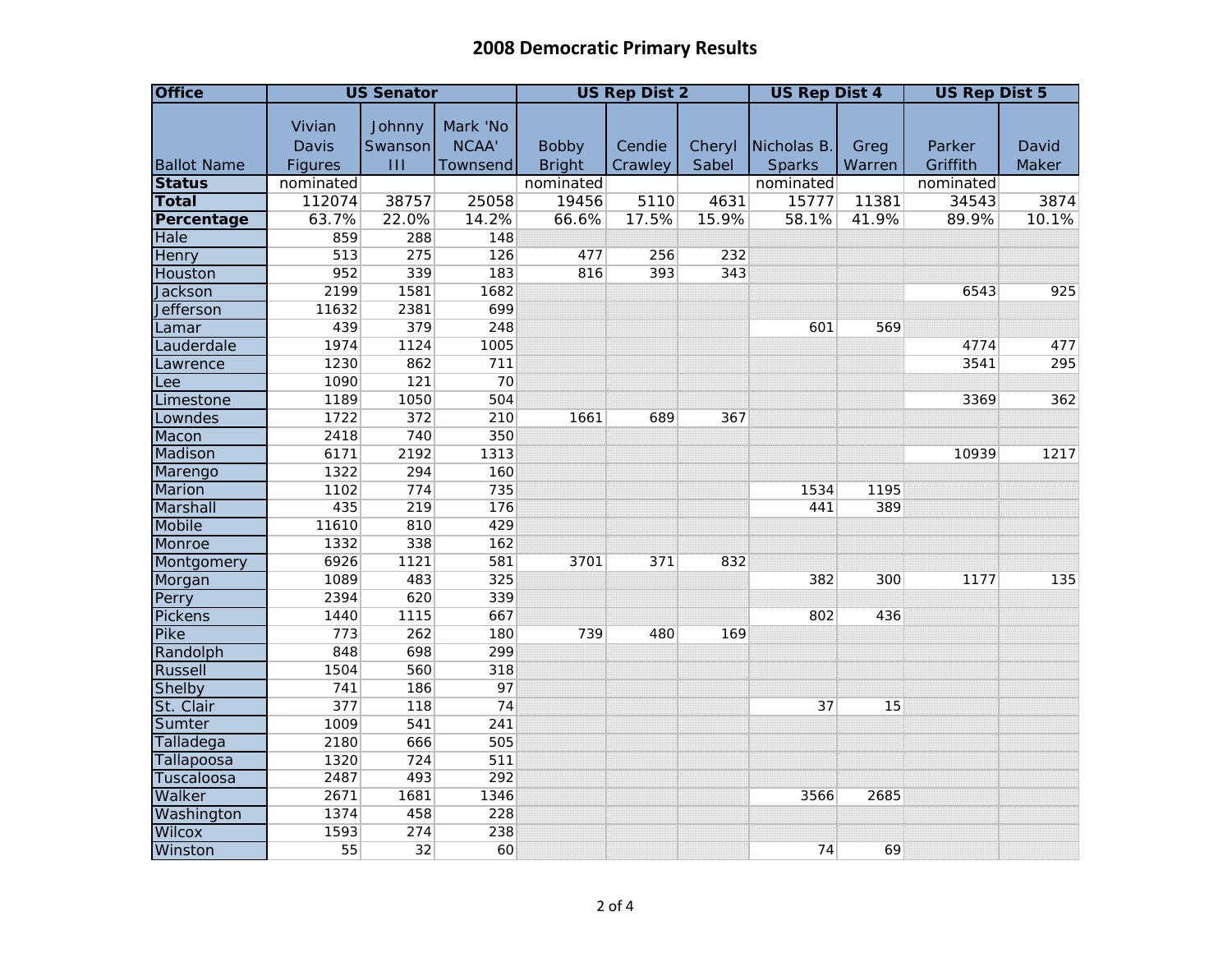# 2008 Democratic Primary Results

| Office | US Senator | | | US Rep Dist 2 | | | US Rep Dist 4 | | US Rep Dist 5 | |
|---|---|---|---|---|---|---|---|---|---|---|
| Ballot Name | Vivian Davis Figures | Johnny Swanson III | Mark 'No NCAA' Townsend | Bobby Bright | Cendie Crawley | Cheryl Sabel | Nicholas B. Sparks | Greg Warren | Parker Griffith | David Maker |
| **Status** | nominated | | | nominated | | | nominated | | nominated | |
| **Total** | 112074 | 38757 | 25058 | 19456 | 5110 | 4631 | 15777 | 11381 | 34543 | 3874 |
| **Percentage** | 63.7% | 22.0% | 14.2% | 66.6% | 17.5% | 15.9% | 58.1% | 41.9% | 89.9% | 10.1% |
| Hale | 859 | 288 | 148 | | | | | | | |
| Henry | 513 | 275 | 126 | 477 | 256 | 232 | | | | |
| Houston | 952 | 339 | 183 | 816 | 393 | 343 | | | | |
| Jackson | 2199 | 1581 | 1682 | | | | | | 6543 | 925 |
| Jefferson | 11632 | 2381 | 699 | | | | | | | |
| Lamar | 439 | 379 | 248 | | | | 601 | 569 | | |
| Lauderdale | 1974 | 1124 | 1005 | | | | | | 4774 | 477 |
| Lawrence | 1230 | 862 | 711 | | | | | | 3541 | 295 |
| Lee | 1090 | 121 | 70 | | | | | | | |
| Limestone | 1189 | 1050 | 504 | | | | | | 3369 | 362 |
| Lowndes | 1722 | 372 | 210 | 1661 | 689 | 367 | | | | |
| Macon | 2418 | 740 | 350 | | | | | | | |
| Madison | 6171 | 2192 | 1313 | | | | | | 10939 | 1217 |
| Marengo | 1322 | 294 | 160 | | | | | | | |
| Marion | 1102 | 774 | 735 | | | | 1534 | 1195 | | |
| Marshall | 435 | 219 | 176 | | | | 441 | 389 | | |
| Mobile | 11610 | 810 | 429 | | | | | | | |
| Monroe | 1332 | 338 | 162 | | | | | | | |
| Montgomery | 6926 | 1121 | 581 | 3701 | 371 | 832 | | | | |
| Morgan | 1089 | 483 | 325 | | | | 382 | 300 | 1177 | 135 |
| Perry | 2394 | 620 | 339 | | | | | | | |
| Pickens | 1440 | 1115 | 667 | | | | 802 | 436 | | |
| Pike | 773 | 262 | 180 | 739 | 480 | 169 | | | | |
| Randolph | 848 | 698 | 299 | | | | | | | |
| Russell | 1504 | 560 | 318 | | | | | | | |
| Shelby | 741 | 186 | 97 | | | | | | | |
| St. Clair | 377 | 118 | 74 | | | | 37 | 15 | | |
| Sumter | 1009 | 541 | 241 | | | | | | | |
| Talladega | 2180 | 666 | 505 | | | | | | | |
| Tallapoosa | 1320 | 724 | 511 | | | | | | | |
| Tuscaloosa | 2487 | 493 | 292 | | | | | | | |
| Walker | 2671 | 1681 | 1346 | | | | 3566 | 2685 | | |
| Washington | 1374 | 458 | 228 | | | | | | | |
| Wilcox | 1593 | 274 | 238 | | | | | | | |
| Winston | 55 | 32 | 60 | | | | 74 | 69 | | |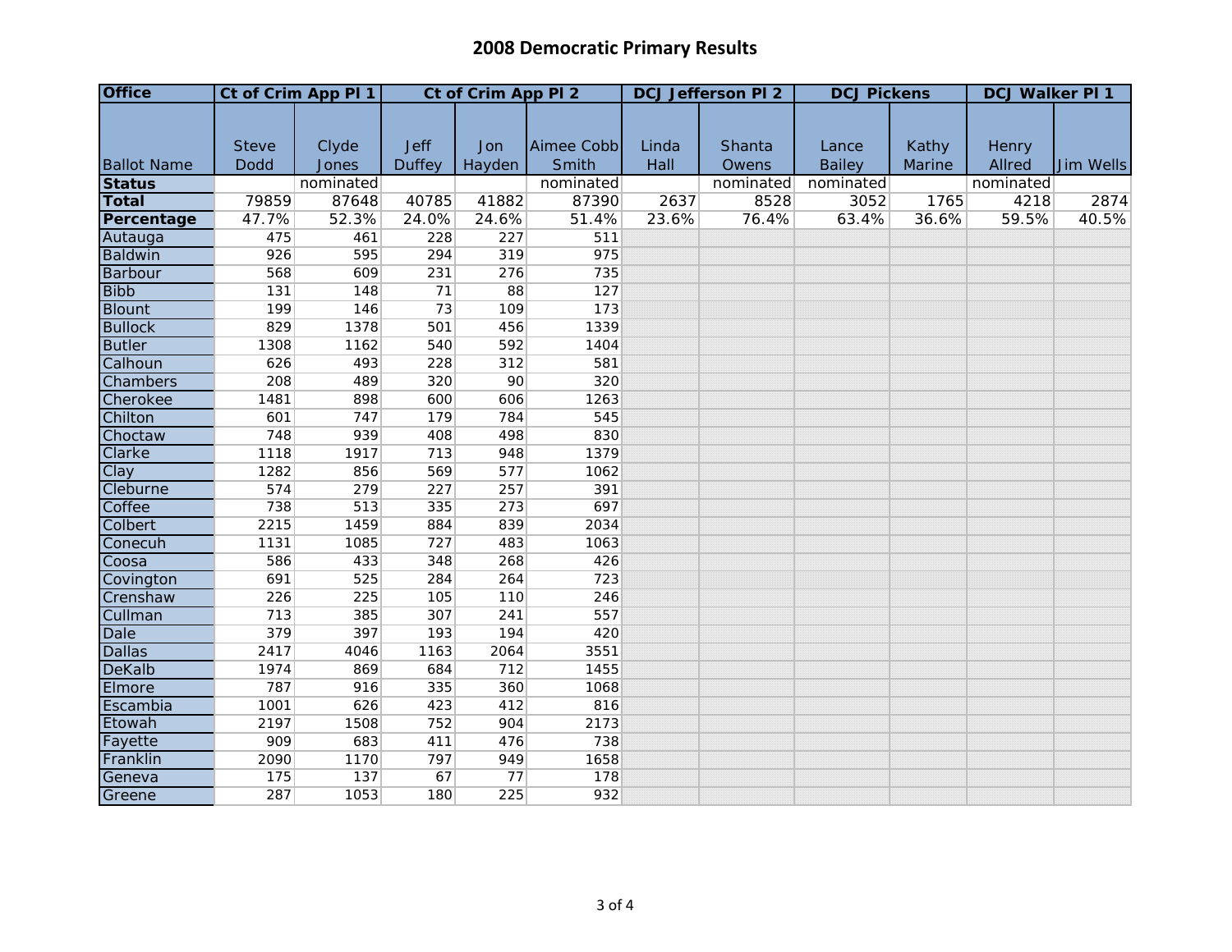## 2008 Democratic Primary Results

| Office | Ct of Crim App Pl 1 | | Ct of Crim App Pl 2 | | | DCJ Jefferson Pl 2 | | DCJ Pickens | | DCJ Walker Pl 1 | |
|---|---|---|---|---|---|---|---|---|---|---|---|
| Ballot Name | Steve Dodd | Clyde Jones | Jeff Duffey | Jon Hayden | Aimee Cobb Smith | Linda Hall | Shanta Owens | Lance Bailey | Kathy Marine | Henry Allred | Jim Wells |
| **Status** | | nominated | | | nominated | | nominated | nominated | | nominated | |
| **Total** | 79859 | 87648 | 40785 | 41882 | 87390 | 2637 | 8528 | 3052 | 1765 | 4218 | 2874 |
| **Percentage** | 47.7% | 52.3% | 24.0% | 24.6% | 51.4% | 23.6% | 76.4% | 63.4% | 36.6% | 59.5% | 40.5% |
| Autauga | 475 | 461 | 228 | 227 | 511 | | | | | | |
| Baldwin | 926 | 595 | 294 | 319 | 975 | | | | | | |
| Barbour | 568 | 609 | 231 | 276 | 735 | | | | | | |
| Bibb | 131 | 148 | 71 | 88 | 127 | | | | | | |
| Blount | 199 | 146 | 73 | 109 | 173 | | | | | | |
| Bullock | 829 | 1378 | 501 | 456 | 1339 | | | | | | |
| Butler | 1308 | 1162 | 540 | 592 | 1404 | | | | | | |
| Calhoun | 626 | 493 | 228 | 312 | 581 | | | | | | |
| Chambers | 208 | 489 | 320 | 90 | 320 | | | | | | |
| Cherokee | 1481 | 898 | 600 | 606 | 1263 | | | | | | |
| Chilton | 601 | 747 | 179 | 784 | 545 | | | | | | |
| Choctaw | 748 | 939 | 408 | 498 | 830 | | | | | | |
| Clarke | 1118 | 1917 | 713 | 948 | 1379 | | | | | | |
| Clay | 1282 | 856 | 569 | 577 | 1062 | | | | | | |
| Cleburne | 574 | 279 | 227 | 257 | 391 | | | | | | |
| Coffee | 738 | 513 | 335 | 273 | 697 | | | | | | |
| Colbert | 2215 | 1459 | 884 | 839 | 2034 | | | | | | |
| Conecuh | 1131 | 1085 | 727 | 483 | 1063 | | | | | | |
| Coosa | 586 | 433 | 348 | 268 | 426 | | | | | | |
| Covington | 691 | 525 | 284 | 264 | 723 | | | | | | |
| Crenshaw | 226 | 225 | 105 | 110 | 246 | | | | | | |
| Cullman | 713 | 385 | 307 | 241 | 557 | | | | | | |
| Dale | 379 | 397 | 193 | 194 | 420 | | | | | | |
| Dallas | 2417 | 4046 | 1163 | 2064 | 3551 | | | | | | |
| DeKalb | 1974 | 869 | 684 | 712 | 1455 | | | | | | |
| Elmore | 787 | 916 | 335 | 360 | 1068 | | | | | | |
| Escambia | 1001 | 626 | 423 | 412 | 816 | | | | | | |
| Etowah | 2197 | 1508 | 752 | 904 | 2173 | | | | | | |
| Fayette | 909 | 683 | 411 | 476 | 738 | | | | | | |
| Franklin | 2090 | 1170 | 797 | 949 | 1658 | | | | | | |
| Geneva | 175 | 137 | 67 | 77 | 178 | | | | | | |
| Greene | 287 | 1053 | 180 | 225 | 932 | | | | | | |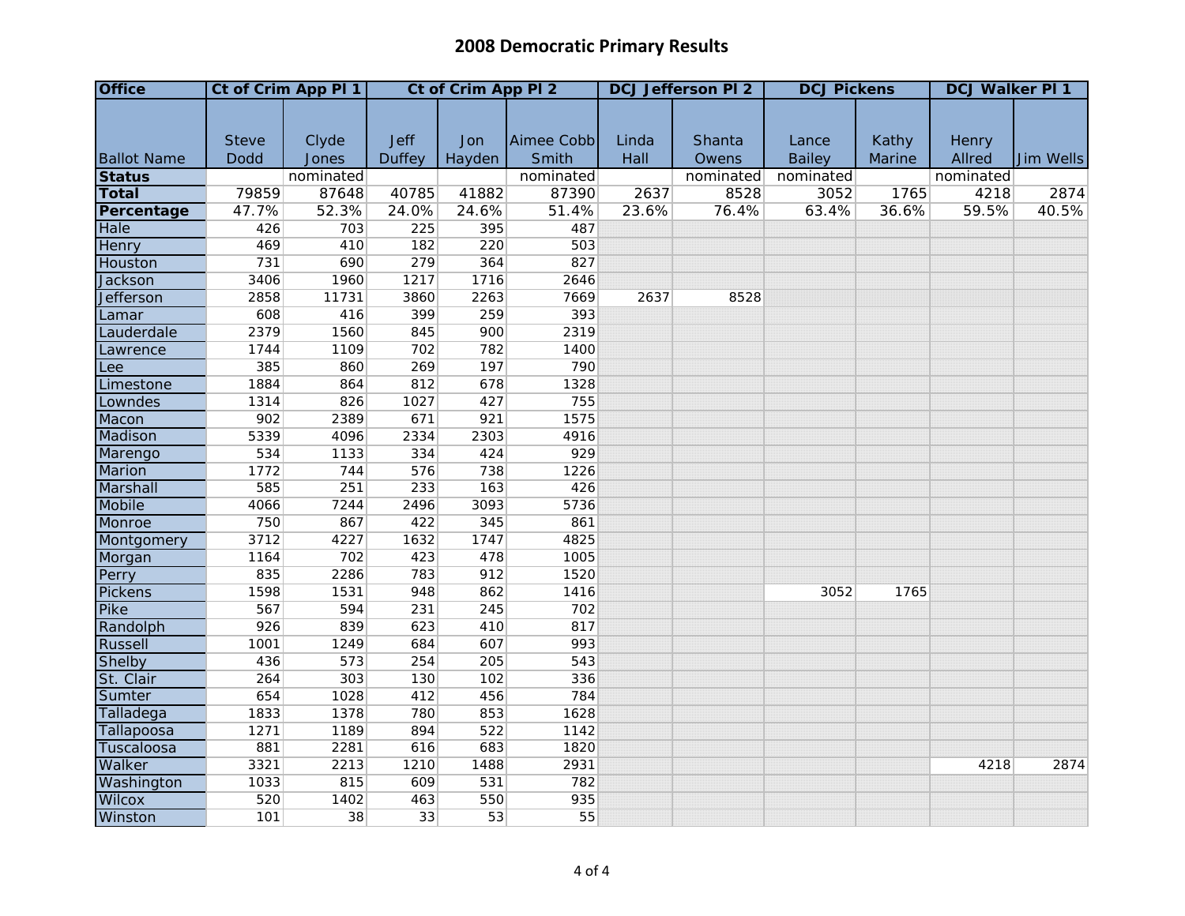# 2008 Democratic Primary Results

| Office | Ct of Crim App Pl 1 | | Ct of Crim App Pl 2 | | | DCJ Jefferson Pl 2 | | DCJ Pickens | | DCJ Walker Pl 1 | |
|---|---|---|---|---|---|---|---|---|---|---|---|
| Ballot Name | Steve Dodd | Clyde Jones | Jeff Duffey | Jon Hayden | Aimee Cobb Smith | Linda Hall | Shanta Owens | Lance Bailey | Kathy Marine | Henry Allred | Jim Wells |
| **Status** | | nominated | | | nominated | | nominated | nominated | | nominated | |
| **Total** | 79859 | 87648 | 40785 | 41882 | 87390 | 2637 | 8528 | 3052 | 1765 | 4218 | 2874 |
| **Percentage** | 47.7% | 52.3% | 24.0% | 24.6% | 51.4% | 23.6% | 76.4% | 63.4% | 36.6% | 59.5% | 40.5% |
| Hale | 426 | 703 | 225 | 395 | 487 | | | | | | |
| Henry | 469 | 410 | 182 | 220 | 503 | | | | | | |
| Houston | 731 | 690 | 279 | 364 | 827 | | | | | | |
| Jackson | 3406 | 1960 | 1217 | 1716 | 2646 | | | | | | |
| Jefferson | 2858 | 11731 | 3860 | 2263 | 7669 | 2637 | 8528 | | | | |
| Lamar | 608 | 416 | 399 | 259 | 393 | | | | | | |
| Lauderdale | 2379 | 1560 | 845 | 900 | 2319 | | | | | | |
| Lawrence | 1744 | 1109 | 702 | 782 | 1400 | | | | | | |
| Lee | 385 | 860 | 269 | 197 | 790 | | | | | | |
| Limestone | 1884 | 864 | 812 | 678 | 1328 | | | | | | |
| Lowndes | 1314 | 826 | 1027 | 427 | 755 | | | | | | |
| Macon | 902 | 2389 | 671 | 921 | 1575 | | | | | | |
| Madison | 5339 | 4096 | 2334 | 2303 | 4916 | | | | | | |
| Marengo | 534 | 1133 | 334 | 424 | 929 | | | | | | |
| Marion | 1772 | 744 | 576 | 738 | 1226 | | | | | | |
| Marshall | 585 | 251 | 233 | 163 | 426 | | | | | | |
| Mobile | 4066 | 7244 | 2496 | 3093 | 5736 | | | | | | |
| Monroe | 750 | 867 | 422 | 345 | 861 | | | | | | |
| Montgomery | 3712 | 4227 | 1632 | 1747 | 4825 | | | | | | |
| Morgan | 1164 | 702 | 423 | 478 | 1005 | | | | | | |
| Perry | 835 | 2286 | 783 | 912 | 1520 | | | | | | |
| Pickens | 1598 | 1531 | 948 | 862 | 1416 | | | 3052 | 1765 | | |
| Pike | 567 | 594 | 231 | 245 | 702 | | | | | | |
| Randolph | 926 | 839 | 623 | 410 | 817 | | | | | | |
| Russell | 1001 | 1249 | 684 | 607 | 993 | | | | | | |
| Shelby | 436 | 573 | 254 | 205 | 543 | | | | | | |
| St. Clair | 264 | 303 | 130 | 102 | 336 | | | | | | |
| Sumter | 654 | 1028 | 412 | 456 | 784 | | | | | | |
| Talladega | 1833 | 1378 | 780 | 853 | 1628 | | | | | | |
| Tallapoosa | 1271 | 1189 | 894 | 522 | 1142 | | | | | | |
| Tuscaloosa | 881 | 2281 | 616 | 683 | 1820 | | | | | | |
| Walker | 3321 | 2213 | 1210 | 1488 | 2931 | | | | | 4218 | 2874 |
| Washington | 1033 | 815 | 609 | 531 | 782 | | | | | | |
| Wilcox | 520 | 1402 | 463 | 550 | 935 | | | | | | |
| Winston | 101 | 38 | 33 | 53 | 55 | | | | | | |